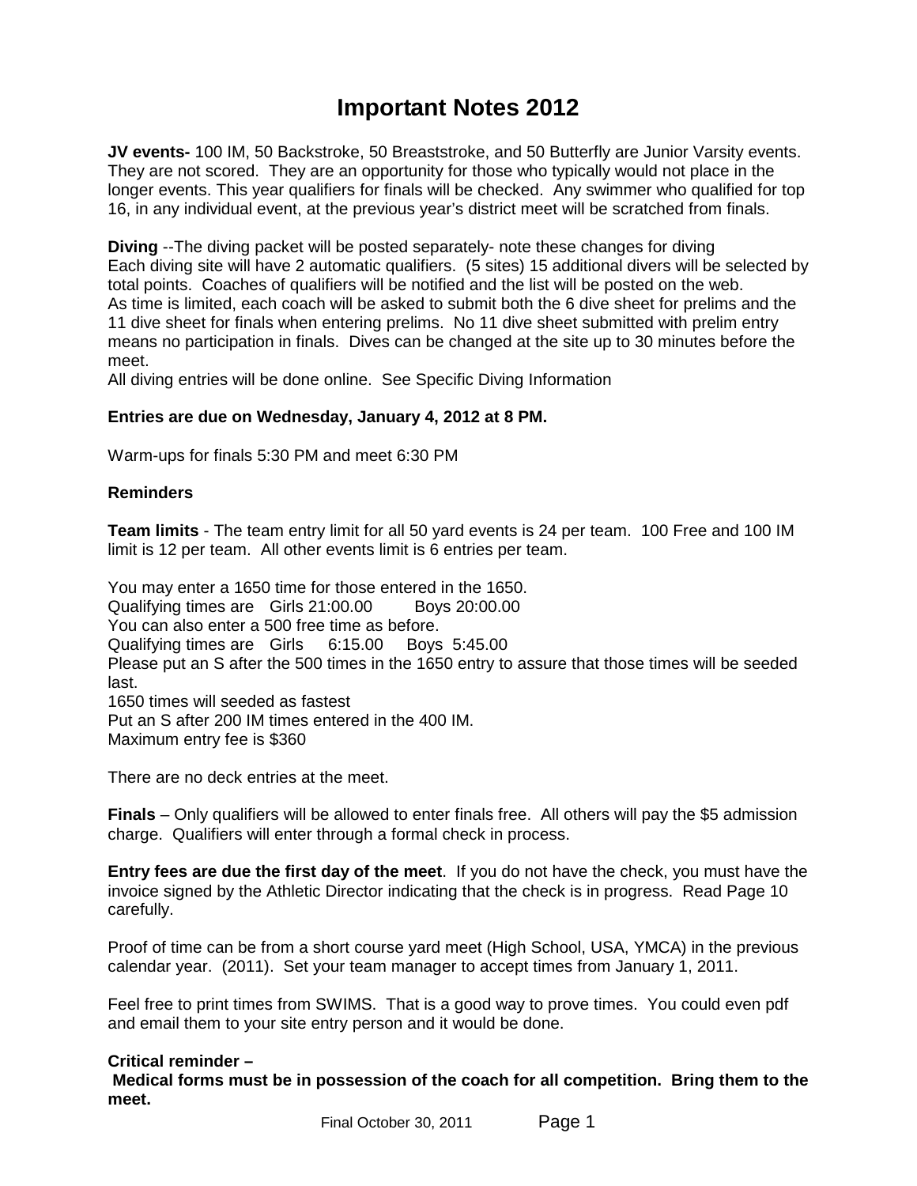# Important Notes 2012

**JV events-** 100 IM, 50 Backstroke, 50 Breaststroke, and 50 Butterfly are Junior Varsity events. They are not scored. They are an opportunity for those who typically would not place in the longer events. This year qualifiers for finals will be checked. Any swimmer who qualified for top 16, in any individual event, at the previous year's district meet will be scratched from finals.

**Diving** --The diving packet will be posted separately- note these changes for diving
Each diving site will have 2 automatic qualifiers. (5 sites) 15 additional divers will be selected by total points. Coaches of qualifiers will be notified and the list will be posted on the web.
As time is limited, each coach will be asked to submit both the 6 dive sheet for prelims and the 11 dive sheet for finals when entering prelims. No 11 dive sheet submitted with prelim entry means no participation in finals. Dives can be changed at the site up to 30 minutes before the meet.
All diving entries will be done online. See Specific Diving Information

**Entries are due on Wednesday, January 4, 2012 at 8 PM.**

Warm-ups for finals 5:30 PM and meet 6:30 PM

**Reminders**

**Team limits** - The team entry limit for all 50 yard events is 24 per team. 100 Free and 100 IM limit is 12 per team. All other events limit is 6 entries per team.

You may enter a 1650 time for those entered in the 1650.
Qualifying times are Girls 21:00.00 Boys 20:00.00
You can also enter a 500 free time as before.
Qualifying times are Girls 6:15.00 Boys 5:45.00
Please put an S after the 500 times in the 1650 entry to assure that those times will be seeded last.
1650 times will seeded as fastest
Put an S after 200 IM times entered in the 400 IM.
Maximum entry fee is $360

There are no deck entries at the meet.

**Finals** – Only qualifiers will be allowed to enter finals free. All others will pay the $5 admission charge. Qualifiers will enter through a formal check in process.

**Entry fees are due the first day of the meet**. If you do not have the check, you must have the invoice signed by the Athletic Director indicating that the check is in progress. Read Page 10 carefully.

Proof of time can be from a short course yard meet (High School, USA, YMCA) in the previous calendar year. (2011). Set your team manager to accept times from January 1, 2011.

Feel free to print times from SWIMS. That is a good way to prove times. You could even pdf and email them to your site entry person and it would be done.

**Critical reminder –**
**Medical forms must be in possession of the coach for all competition. Bring them to the meet.**

Final October 30, 2011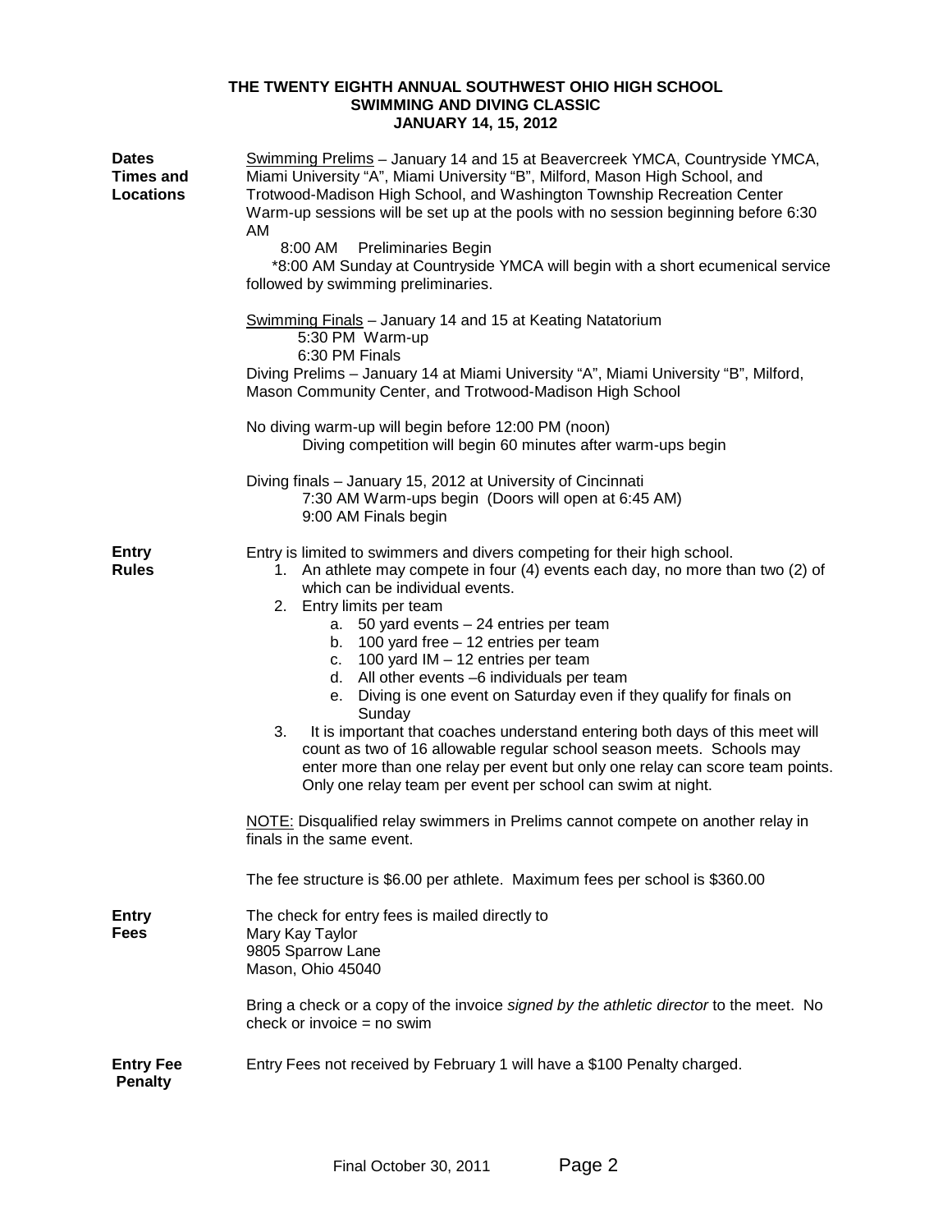**THE TWENTY EIGHTH ANNUAL SOUTHWEST OHIO HIGH SCHOOL SWIMMING AND DIVING CLASSIC JANUARY 14, 15, 2012**

**Dates Times and Locations**

Swimming Prelims – January 14 and 15 at Beavercreek YMCA, Countryside YMCA, Miami University "A", Miami University "B", Milford, Mason High School, and Trotwood-Madison High School, and Washington Township Recreation Center Warm-up sessions will be set up at the pools with no session beginning before 6:30 AM

8:00 AM Preliminaries Begin

*8:00 AM Sunday at Countryside YMCA will begin with a short ecumenical service followed by swimming preliminaries.

Swimming Finals – January 14 and 15 at Keating Natatorium

5:30 PM Warm-up

6:30 PM Finals

Diving Prelims – January 14 at Miami University "A", Miami University "B", Milford, Mason Community Center, and Trotwood-Madison High School

No diving warm-up will begin before 12:00 PM (noon)

Diving competition will begin 60 minutes after warm-ups begin

Diving finals – January 15, 2012 at University of Cincinnati

7:30 AM Warm-ups begin (Doors will open at 6:45 AM)

9:00 AM Finals begin

**Entry Rules**

Entry is limited to swimmers and divers competing for their high school.

1. An athlete may compete in four (4) events each day, no more than two (2) of which can be individual events.
2. Entry limits per team
   a. 50 yard events – 24 entries per team
   b. 100 yard free – 12 entries per team
   c. 100 yard IM – 12 entries per team
   d. All other events –6 individuals per team
   e. Diving is one event on Saturday even if they qualify for finals on Sunday
3. It is important that coaches understand entering both days of this meet will count as two of 16 allowable regular school season meets. Schools may enter more than one relay per event but only one relay can score team points. Only one relay team per event per school can swim at night.

NOTE: Disqualified relay swimmers in Prelims cannot compete on another relay in finals in the same event.

The fee structure is $6.00 per athlete. Maximum fees per school is $360.00

**Entry Fees**

The check for entry fees is mailed directly to
Mary Kay Taylor
9805 Sparrow Lane
Mason, Ohio 45040

Bring a check or a copy of the invoice *signed by the athletic director* to the meet. No check or invoice = no swim

**Entry Fee Penalty**

Entry Fees not received by February 1 will have a $100 Penalty charged.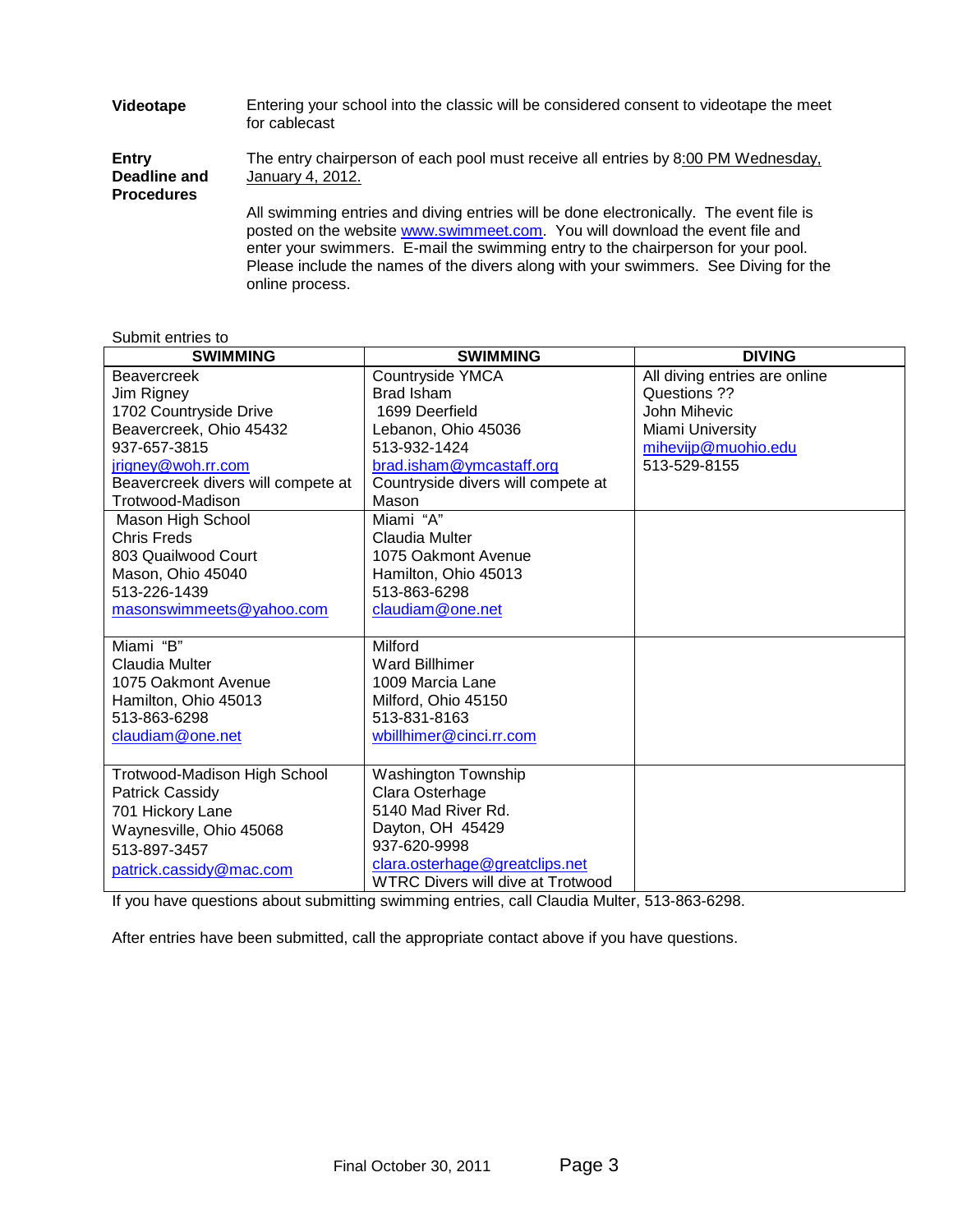**Videotape**

Entering your school into the classic will be considered consent to videotape the meet for cablecast

**Entry Deadline and Procedures**

The entry chairperson of each pool must receive all entries by 8:00 PM Wednesday, January 4, 2012.

All swimming entries and diving entries will be done electronically. The event file is posted on the website www.swimmeet.com. You will download the event file and enter your swimmers. E-mail the swimming entry to the chairperson for your pool. Please include the names of the divers along with your swimmers. See Diving for the online process.

Submit entries to

| SWIMMING | SWIMMING | DIVING |
|---|---|---|
| Beavercreek<br>Jim Rigney<br>1702 Countryside Drive<br>Beavercreek, Ohio 45432<br>937-657-3815<br>jrigney@woh.rr.com<br>Beavercreek divers will compete at Trotwood-Madison | Countryside YMCA<br>Brad Isham<br>1699 Deerfield<br>Lebanon, Ohio 45036<br>513-932-1424<br>brad.isham@ymcastaff.org<br>Countryside divers will compete at Mason | All diving entries are online<br>Questions ??<br>John Mihevic<br>Miami University<br>mihevijp@muohio.edu<br>513-529-8155 |
| Mason High School<br>Chris Freds<br>803 Quailwood Court<br>Mason, Ohio 45040<br>513-226-1439<br>masonswimmeets@yahoo.com | Miami "A"<br>Claudia Multer<br>1075 Oakmont Avenue<br>Hamilton, Ohio 45013<br>513-863-6298<br>claudiam@one.net | |
| Miami "B"<br>Claudia Multer<br>1075 Oakmont Avenue<br>Hamilton, Ohio 45013<br>513-863-6298<br>claudiam@one.net | Milford<br>Ward Billhimer<br>1009 Marcia Lane<br>Milford, Ohio 45150<br>513-831-8163<br>wbillhimer@cinci.rr.com | |
| Trotwood-Madison High School<br>Patrick Cassidy<br>701 Hickory Lane<br>Waynesville, Ohio 45068<br>513-897-3457<br>patrick.cassidy@mac.com | Washington Township<br>Clara Osterhage<br>5140 Mad River Rd.<br>Dayton, OH 45429<br>937-620-9998<br>clara.osterhage@greatclips.net<br>WTRC Divers will dive at Trotwood | |

If you have questions about submitting swimming entries, call Claudia Multer, 513-863-6298.

After entries have been submitted, call the appropriate contact above if you have questions.

Final October 30, 2011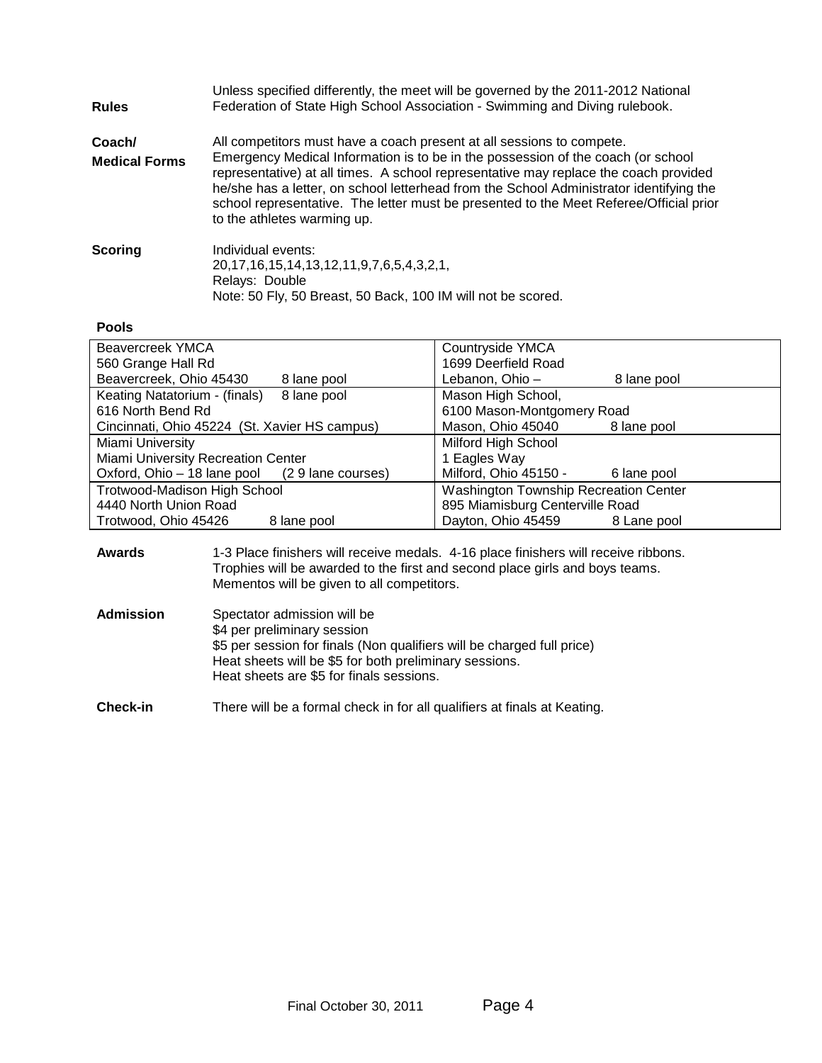**Rules** — Unless specified differently, the meet will be governed by the 2011-2012 National Federation of State High School Association - Swimming and Diving rulebook.

**Coach/ Medical Forms** — All competitors must have a coach present at all sessions to compete. Emergency Medical Information is to be in the possession of the coach (or school representative) at all times. A school representative may replace the coach provided he/she has a letter, on school letterhead from the School Administrator identifying the school representative. The letter must be presented to the Meet Referee/Official prior to the athletes warming up.

**Scoring** — Individual events:
20,17,16,15,14,13,12,11,9,7,6,5,4,3,2,1,
Relays: Double
Note: 50 Fly, 50 Breast, 50 Back, 100 IM will not be scored.

**Pools**

| | |
|---|---|
| Beavercreek YMCA<br>560 Grange Hall Rd<br>Beavercreek, Ohio 45430 8 lane pool | Countryside YMCA<br>1699 Deerfield Road<br>Lebanon, Ohio – 8 lane pool |
| Keating Natatorium - (finals) 8 lane pool<br>616 North Bend Rd<br>Cincinnati, Ohio 45224 (St. Xavier HS campus) | Mason High School,<br>6100 Mason-Montgomery Road<br>Mason, Ohio 45040 8 lane pool |
| Miami University<br>Miami University Recreation Center<br>Oxford, Ohio – 18 lane pool (2 9 lane courses) | Milford High School<br>1 Eagles Way<br>Milford, Ohio 45150 - 6 lane pool |
| Trotwood-Madison High School<br>4440 North Union Road<br>Trotwood, Ohio 45426 8 lane pool | Washington Township Recreation Center<br>895 Miamisburg Centerville Road<br>Dayton, Ohio 45459 8 Lane pool |

**Awards** — 1-3 Place finishers will receive medals. 4-16 place finishers will receive ribbons. Trophies will be awarded to the first and second place girls and boys teams. Mementos will be given to all competitors.

**Admission** — Spectator admission will be
$4 per preliminary session
$5 per session for finals (Non qualifiers will be charged full price)
Heat sheets will be $5 for both preliminary sessions.
Heat sheets are $5 for finals sessions.

**Check-in** — There will be a formal check in for all qualifiers at finals at Keating.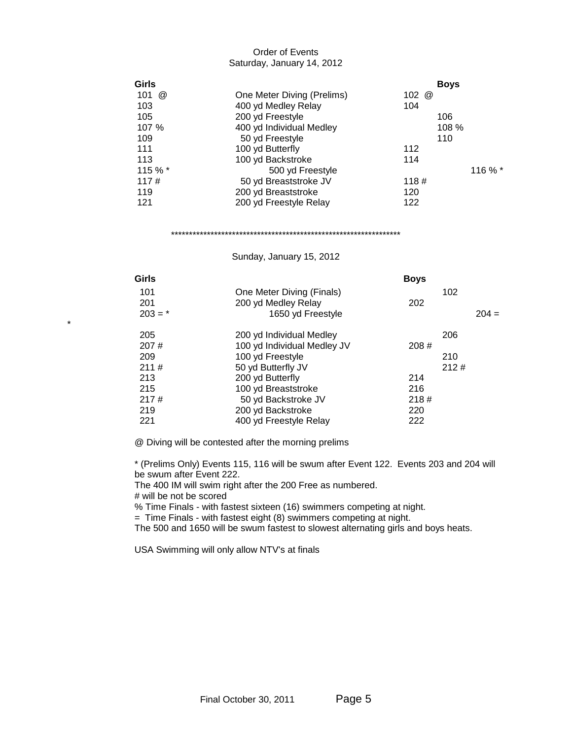# Order of Events

## Saturday, January 14, 2012

| Girls | Event | Boys |
| --- | --- | --- |
| 101 @ | One Meter Diving (Prelims) | 102 @ |
| 103 | 400 yd Medley Relay | 104 |
| 105 | 200 yd Freestyle | 106 |
| 107 % | 400 yd Individual Medley | 108 % |
| 109 | 50 yd Freestyle | 110 |
| 111 | 100 yd Butterfly | 112 |
| 113 | 100 yd Backstroke | 114 |
| 115 % * | 500 yd Freestyle | 116 % * |
| 117 # | 50 yd Breaststroke JV | 118 # |
| 119 | 200 yd Breaststroke | 120 |
| 121 | 200 yd Freestyle Relay | 122 |

\*\*\*\*\*\*\*\*\*\*\*\*\*\*\*\*\*\*\*\*\*\*\*\*\*\*\*\*\*\*\*\*\*\*\*\*\*\*\*\*\*\*\*\*\*\*\*\*\*\*\*\*\*\*\*\*\*\*\*\*\*\*\*\*\*\*

## Sunday, January 15, 2012

| Girls | Event | Boys |
| --- | --- | --- |
| 101 | One Meter Diving (Finals) | 102 |
| 201 | 200 yd Medley Relay | 202 |
| 203 = * | 1650 yd Freestyle | 204 = * |
| 205 | 200 yd Individual Medley | 206 |
| 207 # | 100 yd Individual Medley JV | 208 # |
| 209 | 100 yd Freestyle | 210 |
| 211 # | 50 yd Butterfly JV | 212 # |
| 213 | 200 yd Butterfly | 214 |
| 215 | 100 yd Breaststroke | 216 |
| 217 # | 50 yd Backstroke JV | 218 # |
| 219 | 200 yd Backstroke | 220 |
| 221 | 400 yd Freestyle Relay | 222 |

@ Diving will be contested after the morning prelims

* (Prelims Only) Events 115, 116 will be swum after Event 122. Events 203 and 204 will be swum after Event 222.

The 400 IM will swim right after the 200 Free as numbered.

# will be not be scored

% Time Finals - with fastest sixteen (16) swimmers competing at night.

= Time Finals - with fastest eight (8) swimmers competing at night.

The 500 and 1650 will be swum fastest to slowest alternating girls and boys heats.

USA Swimming will only allow NTV's at finals

Final October 30, 2011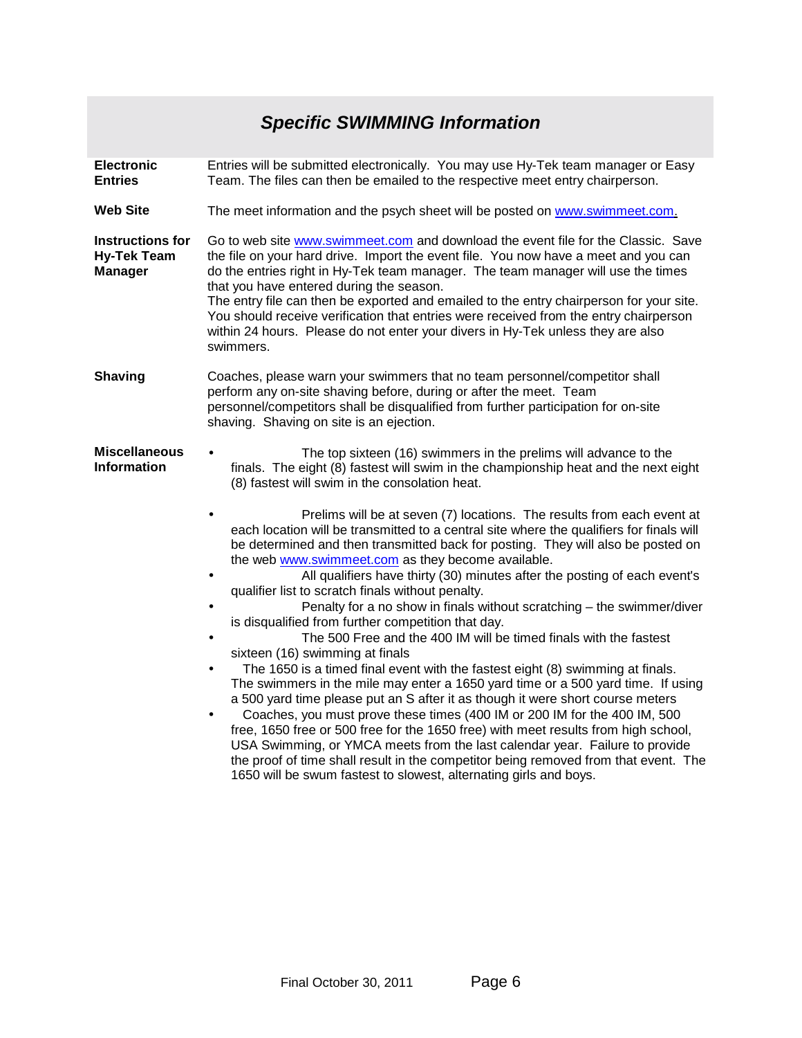## *Specific SWIMMING Information*

**Electronic Entries**

Entries will be submitted electronically. You may use Hy-Tek team manager or Easy Team. The files can then be emailed to the respective meet entry chairperson.

**Web Site**

The meet information and the psych sheet will be posted on www.swimmeet.com.

**Instructions for Hy-Tek Team Manager**

Go to web site www.swimmeet.com and download the event file for the Classic. Save the file on your hard drive. Import the event file. You now have a meet and you can do the entries right in Hy-Tek team manager. The team manager will use the times that you have entered during the season.
The entry file can then be exported and emailed to the entry chairperson for your site. You should receive verification that entries were received from the entry chairperson within 24 hours. Please do not enter your divers in Hy-Tek unless they are also swimmers.

**Shaving**

Coaches, please warn your swimmers that no team personnel/competitor shall perform any on-site shaving before, during or after the meet. Team personnel/competitors shall be disqualified from further participation for on-site shaving. Shaving on site is an ejection.

**Miscellaneous Information**

- The top sixteen (16) swimmers in the prelims will advance to the finals. The eight (8) fastest will swim in the championship heat and the next eight (8) fastest will swim in the consolation heat.

- Prelims will be at seven (7) locations. The results from each event at each location will be transmitted to a central site where the qualifiers for finals will be determined and then transmitted back for posting. They will also be posted on the web www.swimmeet.com as they become available.
- All qualifiers have thirty (30) minutes after the posting of each event's qualifier list to scratch finals without penalty.
- Penalty for a no show in finals without scratching – the swimmer/diver is disqualified from further competition that day.
- The 500 Free and the 400 IM will be timed finals with the fastest sixteen (16) swimming at finals
- The 1650 is a timed final event with the fastest eight (8) swimming at finals. The swimmers in the mile may enter a 1650 yard time or a 500 yard time. If using a 500 yard time please put an S after it as though it were short course meters
- Coaches, you must prove these times (400 IM or 200 IM for the 400 IM, 500 free, 1650 free or 500 free for the 1650 free) with meet results from high school, USA Swimming, or YMCA meets from the last calendar year. Failure to provide the proof of time shall result in the competitor being removed from that event. The 1650 will be swum fastest to slowest, alternating girls and boys.

Final October 30, 2011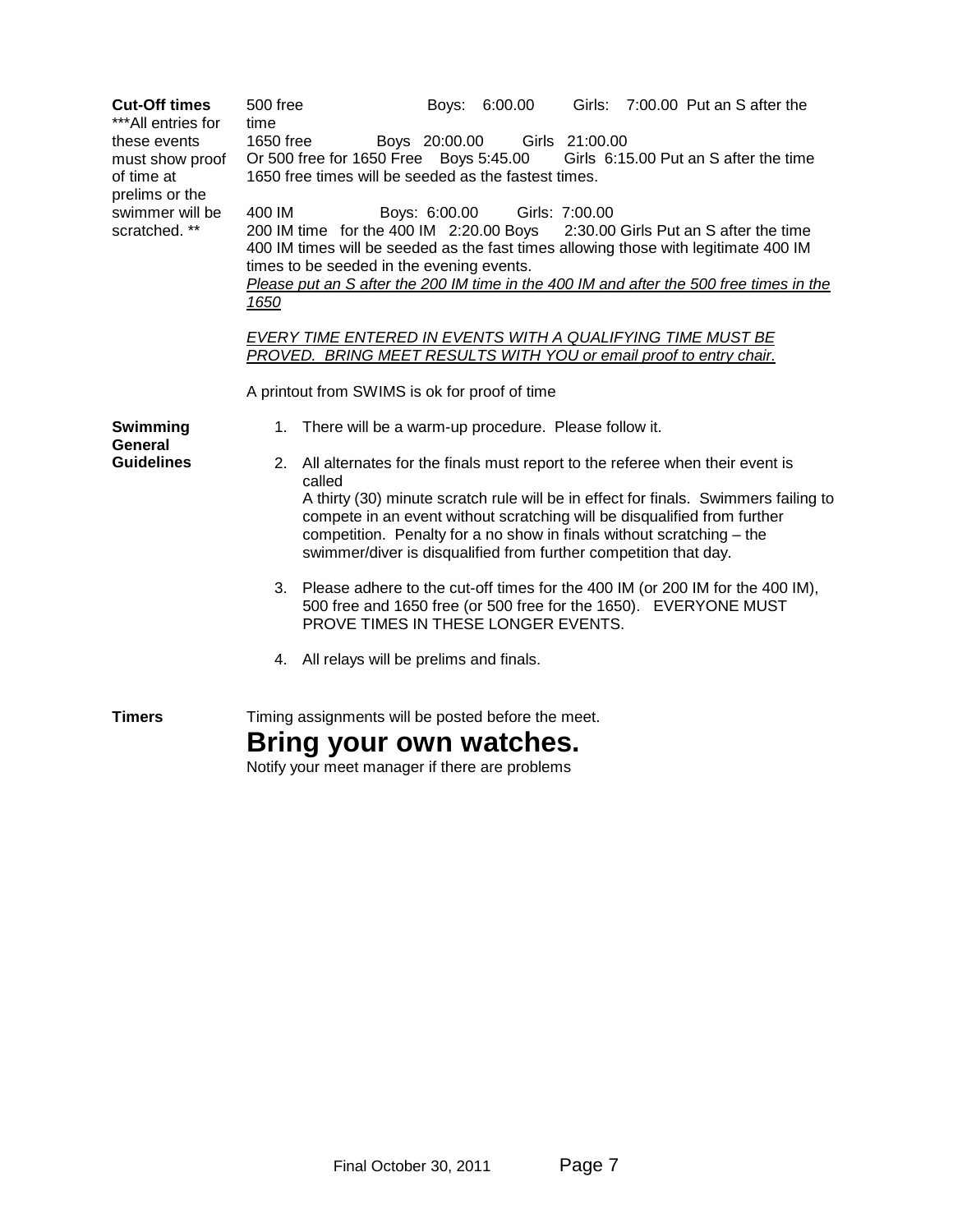**Cut-Off times**

***All entries for these events must show proof of time at prelims or the swimmer will be scratched. **

500 free Boys: 6:00.00 Girls: 7:00.00 Put an S after the time

1650 free Boys 20:00.00 Girls 21:00.00

Or 500 free for 1650 Free Boys 5:45.00 Girls 6:15.00 Put an S after the time

1650 free times will be seeded as the fastest times.

400 IM Boys: 6:00.00 Girls: 7:00.00

200 IM time for the 400 IM 2:20.00 Boys 2:30.00 Girls Put an S after the time

400 IM times will be seeded as the fast times allowing those with legitimate 400 IM times to be seeded in the evening events.

*Please put an S after the 200 IM time in the 400 IM and after the 500 free times in the 1650*

*EVERY TIME ENTERED IN EVENTS WITH A QUALIFYING TIME MUST BE PROVED. BRING MEET RESULTS WITH YOU or email proof to entry chair.*

A printout from SWIMS is ok for proof of time

**Swimming General Guidelines**

1. There will be a warm-up procedure. Please follow it.
2. All alternates for the finals must report to the referee when their event is called
   A thirty (30) minute scratch rule will be in effect for finals. Swimmers failing to compete in an event without scratching will be disqualified from further competition. Penalty for a no show in finals without scratching – the swimmer/diver is disqualified from further competition that day.
3. Please adhere to the cut-off times for the 400 IM (or 200 IM for the 400 IM), 500 free and 1650 free (or 500 free for the 1650). EVERYONE MUST PROVE TIMES IN THESE LONGER EVENTS.
4. All relays will be prelims and finals.

**Timers**

Timing assignments will be posted before the meet.

## Bring your own watches.

Notify your meet manager if there are problems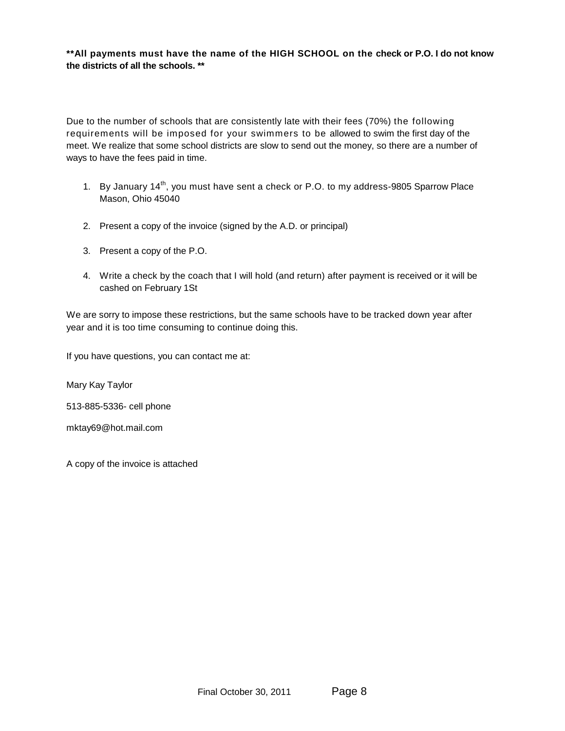**\*\*All payments must have the name of the HIGH SCHOOL on the check or P.O. I do not know the districts of all the schools. \*\***

Due to the number of schools that are consistently late with their fees (70%) the following requirements will be imposed for your swimmers to be allowed to swim the first day of the meet. We realize that some school districts are slow to send out the money, so there are a number of ways to have the fees paid in time.

1. By January 14th, you must have sent a check or P.O. to my address-9805 Sparrow Place Mason, Ohio 45040
2. Present a copy of the invoice (signed by the A.D. or principal)
3. Present a copy of the P.O.
4. Write a check by the coach that I will hold (and return) after payment is received or it will be cashed on February 1St

We are sorry to impose these restrictions, but the same schools have to be tracked down year after year and it is too time consuming to continue doing this.

If you have questions, you can contact me at:

Mary Kay Taylor

513-885-5336- cell phone

mktay69@hot.mail.com

A copy of the invoice is attached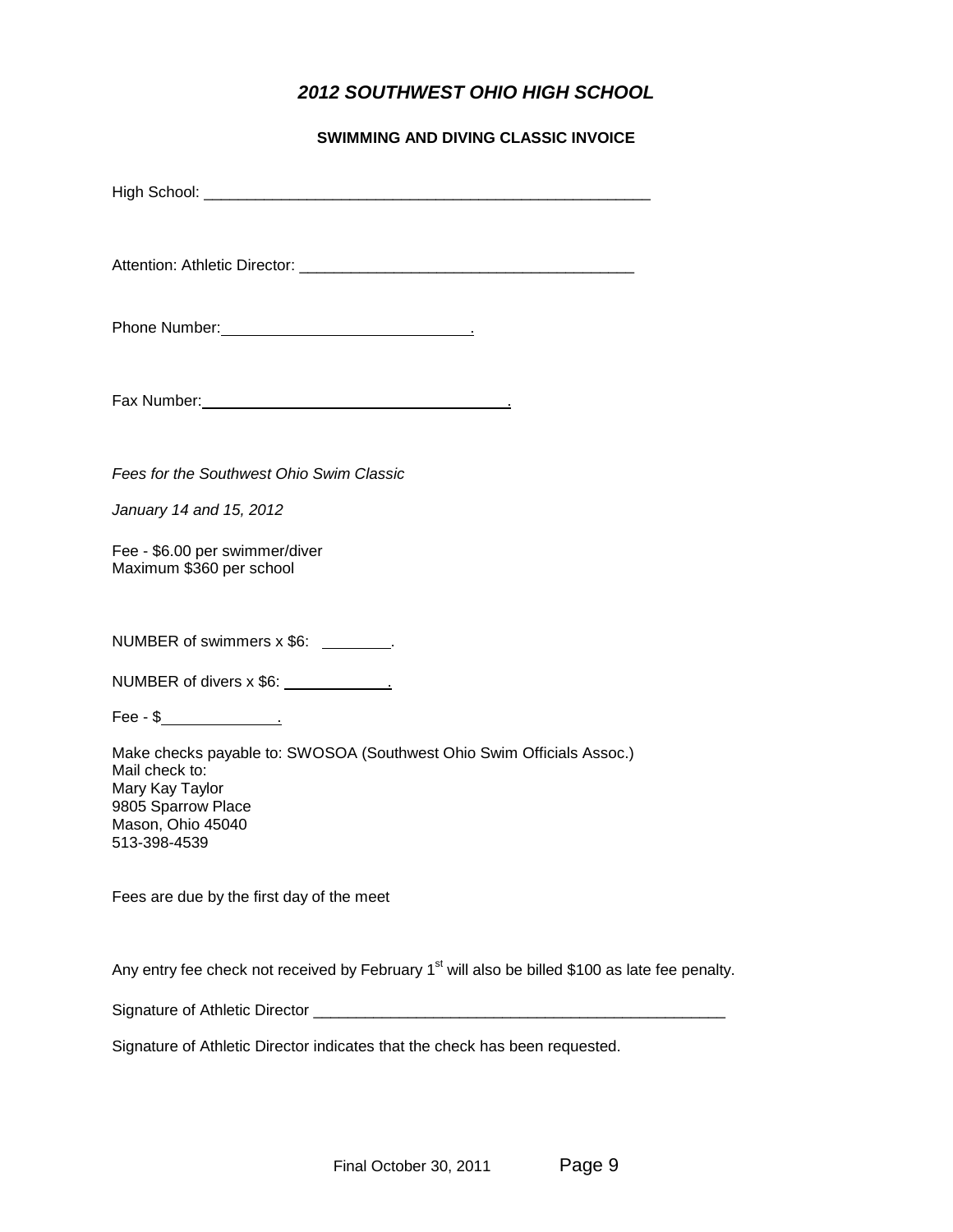# *2012 SOUTHWEST OHIO HIGH SCHOOL*

**SWIMMING AND DIVING CLASSIC INVOICE**

High School: ______________________________________________________

Attention: Athletic Director: _______________________________________

Phone Number: ______________________________.

Fax Number: ______________________________________.

*Fees for the Southwest Ohio Swim Classic*

*January 14 and 15, 2012*

Fee - $6.00 per swimmer/diver
Maximum $360 per school

NUMBER of swimmers x $6: ________.

NUMBER of divers x $6: ____________.

Fee - $______________.

Make checks payable to: SWOSOA (Southwest Ohio Swim Officials Assoc.)
Mail check to:
Mary Kay Taylor
9805 Sparrow Place
Mason, Ohio 45040
513-398-4539

Fees are due by the first day of the meet

Any entry fee check not received by February 1st will also be billed $100 as late fee penalty.

Signature of Athletic Director _________________________________________________

Signature of Athletic Director indicates that the check has been requested.

Final October 30, 2011